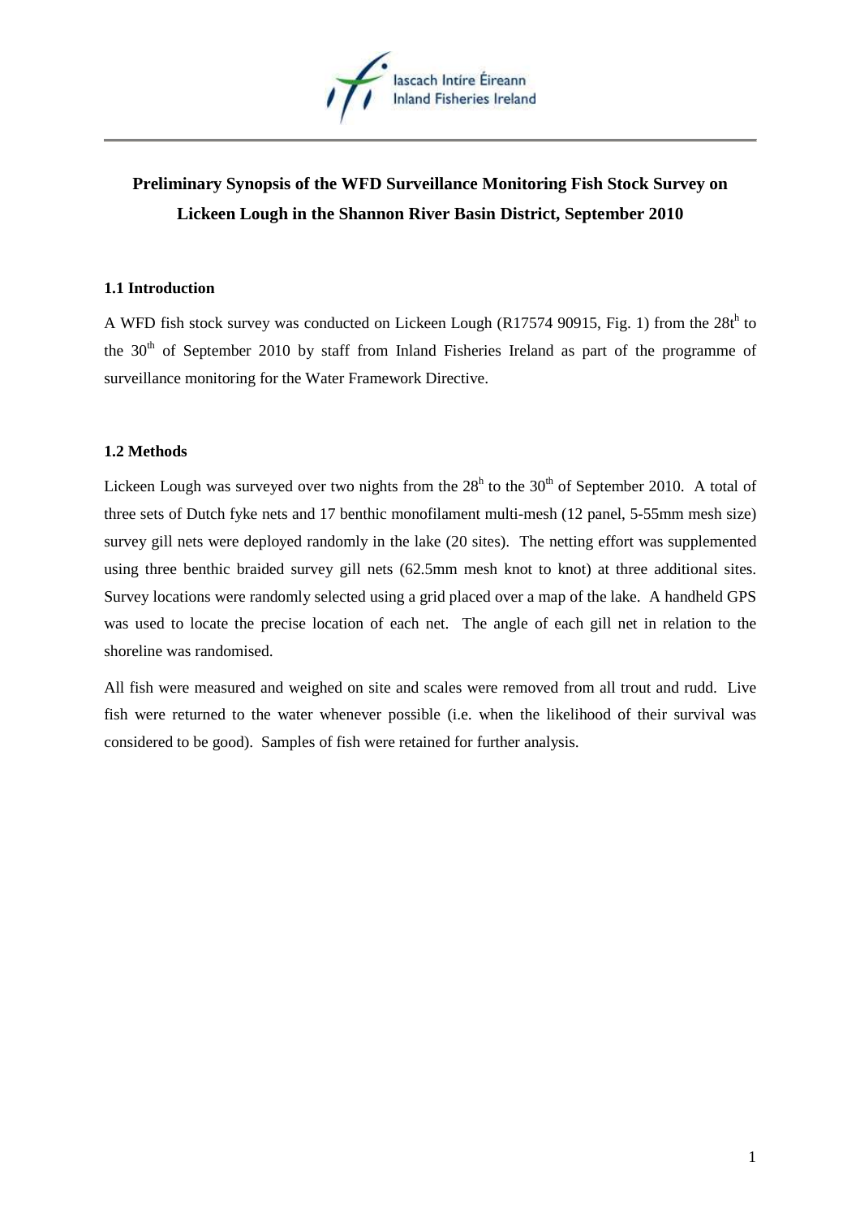# Preliminary Synopsis of the WFD Surveillance Monitoring Fish Stock Survey on Lickeen Lough in the Shannon River Basin District, September 2010

## 1.1 Introduction

A WFD fish stock survey was conducted on Lickeen Lough (R17574 90915, Fig. 1) from the 28t[h] to the 30[th] of September 2010 by staff from Inland Fisheries Ireland as part of the programme of surveillance monitoring for the Water Framework Directive.

## 1.2 Methods

Lickeen Lough was surveyed over two nights from the 28[h] to the 30[th] of September 2010. A total of three sets of Dutch fyke nets and 17 benthic monofilament multi-mesh (12 panel, 5-55mm mesh size) survey gill nets were deployed randomly in the lake (20 sites). The netting effort was supplemented using three benthic braided survey gill nets (62.5mm mesh knot to knot) at three additional sites. Survey locations were randomly selected using a grid placed over a map of the lake. A handheld GPS was used to locate the precise location of each net. The angle of each gill net in relation to the shoreline was randomised.

All fish were measured and weighed on site and scales were removed from all trout and rudd. Live fish were returned to the water whenever possible (i.e. when the likelihood of their survival was considered to be good). Samples of fish were retained for further analysis.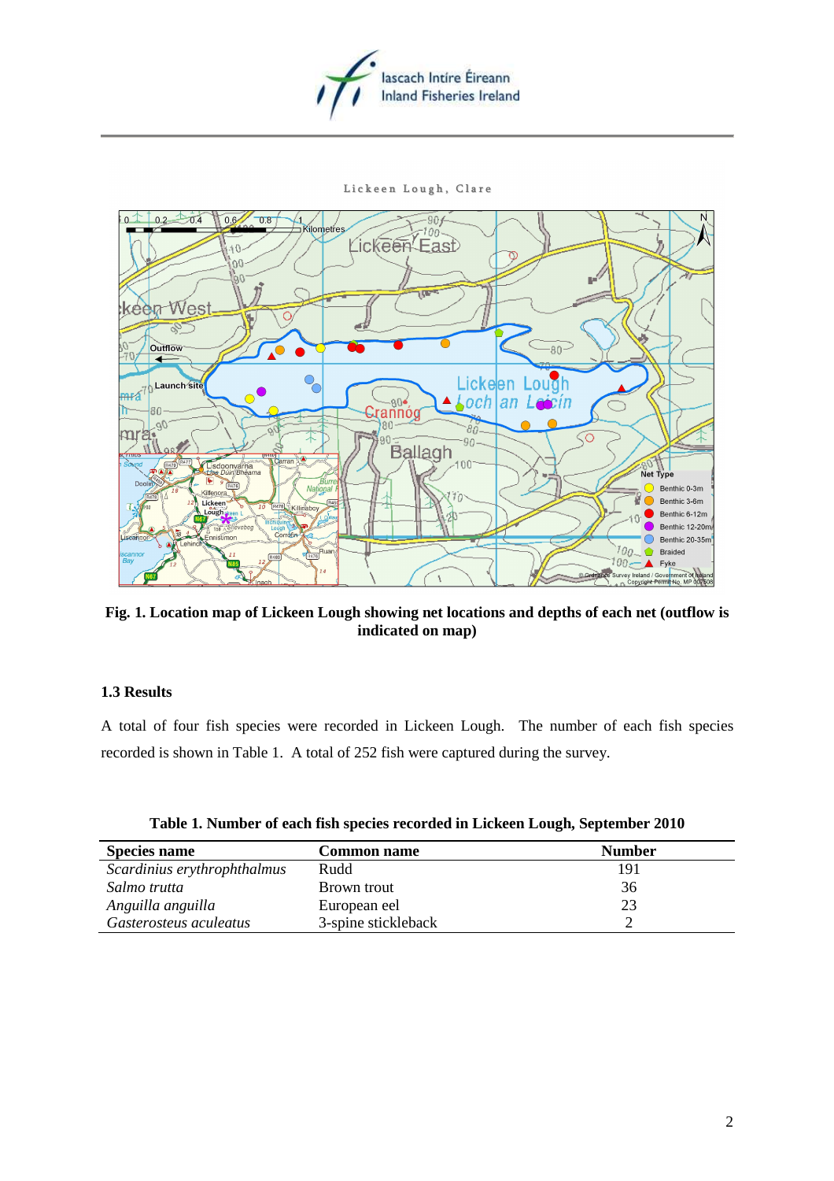Fig. 1. Location map of Lickeen Lough showing net locations and depths of each net (outflow is indicated on map)

### 1.3 Results

A total of four fish species were recorded in Lickeen Lough. The number of each fish species recorded is shown in Table 1. A total of 252 fish were captured during the survey.

**Table 1. Number of each fish species recorded in Lickeen Lough, September 2010**

| Species name | Common name | Number |
|---|---|---|
| *Scardinius erythrophthalmus* | Rudd | 191 |
| *Salmo trutta* | Brown trout | 36 |
| *Anguilla anguilla* | European eel | 23 |
| *Gasterosteus aculeatus* | 3-spine stickleback | 2 |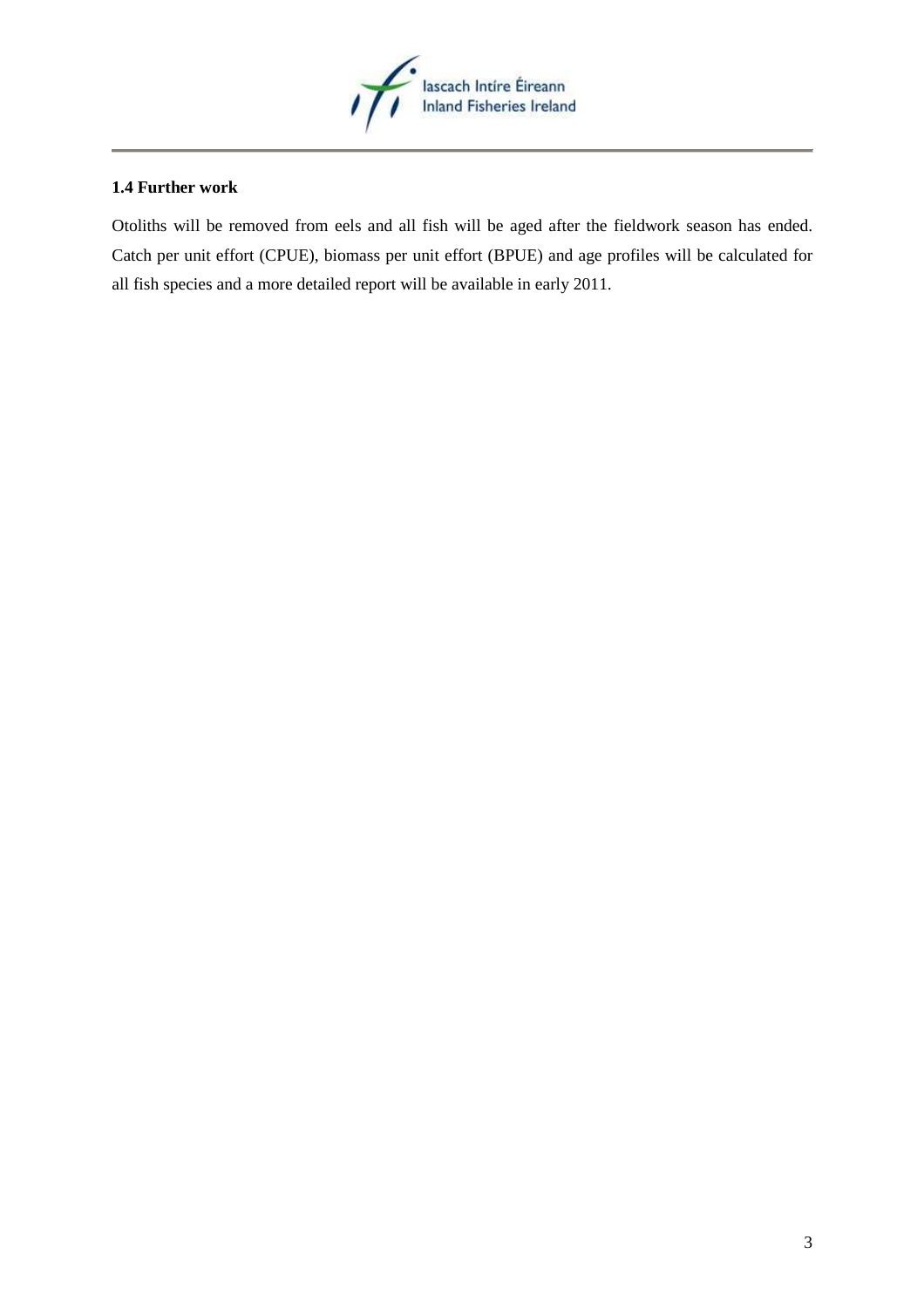### 1.4 Further work

Otoliths will be removed from eels and all fish will be aged after the fieldwork season has ended. Catch per unit effort (CPUE), biomass per unit effort (BPUE) and age profiles will be calculated for all fish species and a more detailed report will be available in early 2011.